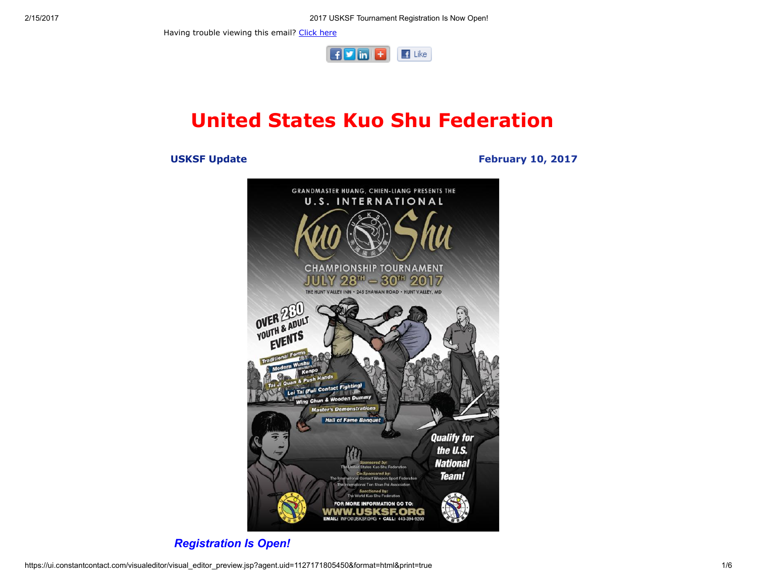Having trouble viewing this email? Click here

# United States Kuo Shu Federation

**USKSF Update** **February 10, 2017**

GRANDMASTER HUANG, CHIEN-LIANG PRESENTS THE

U.S. INTERNATIONAL

Kuo Shu

CHAMPIONSHIP TOURNAMENT

JULY 28TH – 30TH 2017

THE HUNT VALLEY INN • 245 SHAWAN ROAD • HUNT VALLEY, MD

OVER 280 YOUTH & ADULT EVENTS

- Traditional Forms
- Modern Wushu
- Kenpo
- Tai Ji Quan & Push Hands
- Lei Tai (Full Contact Fighting)
- Wing Chun & Wooden Dummy
- Master's Demonstrations
- Hall of Fame Banquet

Qualify for the U.S. National Team!

Sponsored by: The United States Kuo Shu Federation

Co-Sponsored by: The International Contact Weapon Sport Federation, The International Tien Shan Pai Association

Sanctioned by: The World Kuo Shu Federation

FOR MORE INFORMATION GO TO: WWW.USKSF.ORG

EMAIL: INFO@USKSF.ORG • CALL: 443-394-9200

***Registration Is Open!***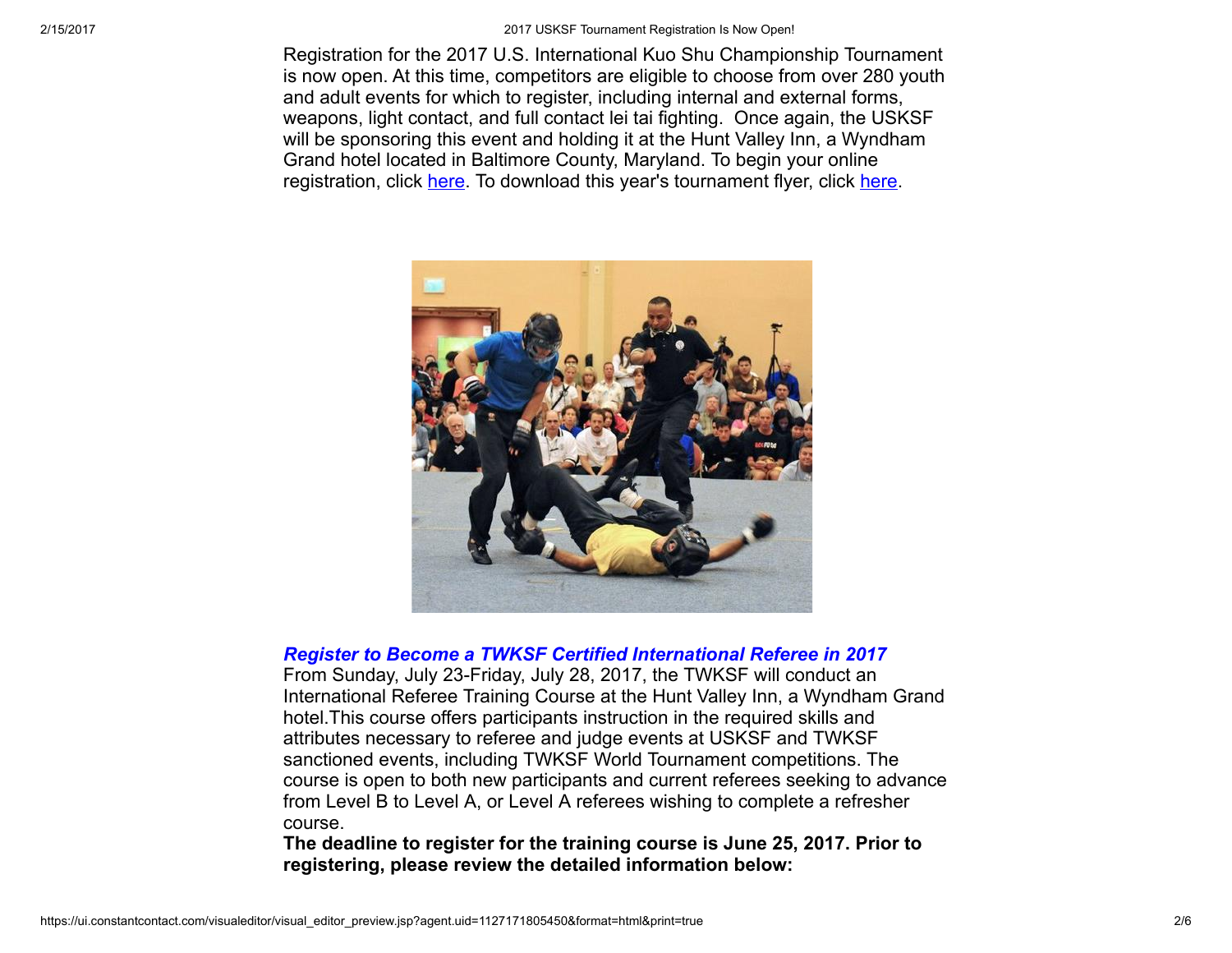Registration for the 2017 U.S. International Kuo Shu Championship Tournament is now open. At this time, competitors are eligible to choose from over 280 youth and adult events for which to register, including internal and external forms, weapons, light contact, and full contact lei tai fighting. Once again, the USKSF will be sponsoring this event and holding it at the Hunt Valley Inn, a Wyndham Grand hotel located in Baltimore County, Maryland. To begin your online registration, click here. To download this year's tournament flyer, click here.

***Register to Become a TWKSF Certified International Referee in 2017***

From Sunday, July 23-Friday, July 28, 2017, the TWKSF will conduct an International Referee Training Course at the Hunt Valley Inn, a Wyndham Grand hotel.This course offers participants instruction in the required skills and attributes necessary to referee and judge events at USKSF and TWKSF sanctioned events, including TWKSF World Tournament competitions. The course is open to both new participants and current referees seeking to advance from Level B to Level A, or Level A referees wishing to complete a refresher course.

**The deadline to register for the training course is June 25, 2017. Prior to registering, please review the detailed information below:**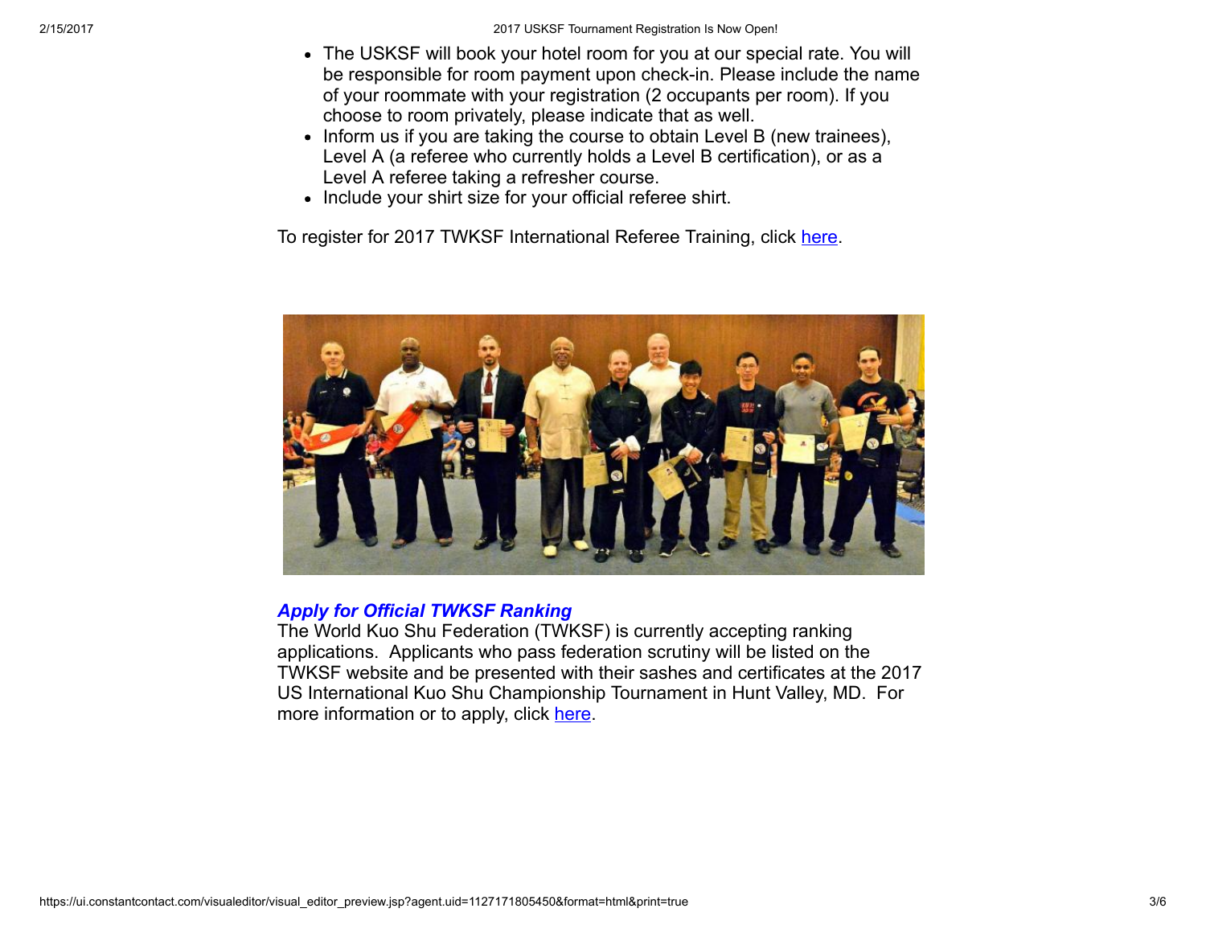- The USKSF will book your hotel room for you at our special rate. You will be responsible for room payment upon check-in. Please include the name of your roommate with your registration (2 occupants per room). If you choose to room privately, please indicate that as well.
- Inform us if you are taking the course to obtain Level B (new trainees), Level A (a referee who currently holds a Level B certification), or as a Level A referee taking a refresher course.
- Include your shirt size for your official referee shirt.

To register for 2017 TWKSF International Referee Training, click here.

***Apply for Official TWKSF Ranking***

The World Kuo Shu Federation (TWKSF) is currently accepting ranking applications. Applicants who pass federation scrutiny will be listed on the TWKSF website and be presented with their sashes and certificates at the 2017 US International Kuo Shu Championship Tournament in Hunt Valley, MD. For more information or to apply, click here.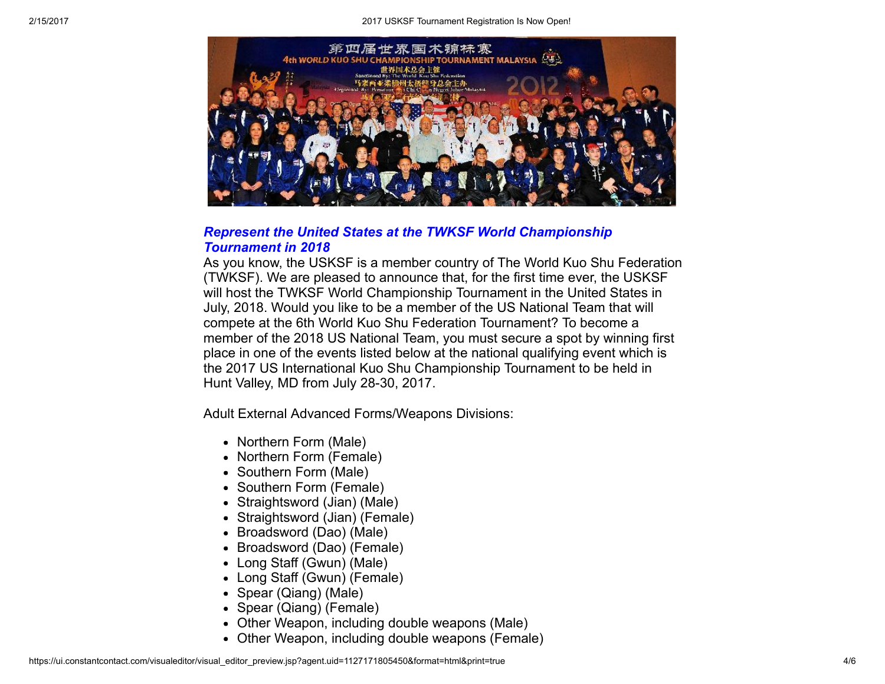## *Represent the United States at the TWKSF World Championship Tournament in 2018*

As you know, the USKSF is a member country of The World Kuo Shu Federation (TWKSF). We are pleased to announce that, for the first time ever, the USKSF will host the TWKSF World Championship Tournament in the United States in July, 2018. Would you like to be a member of the US National Team that will compete at the 6th World Kuo Shu Federation Tournament? To become a member of the 2018 US National Team, you must secure a spot by winning first place in one of the events listed below at the national qualifying event which is the 2017 US International Kuo Shu Championship Tournament to be held in Hunt Valley, MD from July 28-30, 2017.

Adult External Advanced Forms/Weapons Divisions:

- Northern Form (Male)
- Northern Form (Female)
- Southern Form (Male)
- Southern Form (Female)
- Straightsword (Jian) (Male)
- Straightsword (Jian) (Female)
- Broadsword (Dao) (Male)
- Broadsword (Dao) (Female)
- Long Staff (Gwun) (Male)
- Long Staff (Gwun) (Female)
- Spear (Qiang) (Male)
- Spear (Qiang) (Female)
- Other Weapon, including double weapons (Male)
- Other Weapon, including double weapons (Female)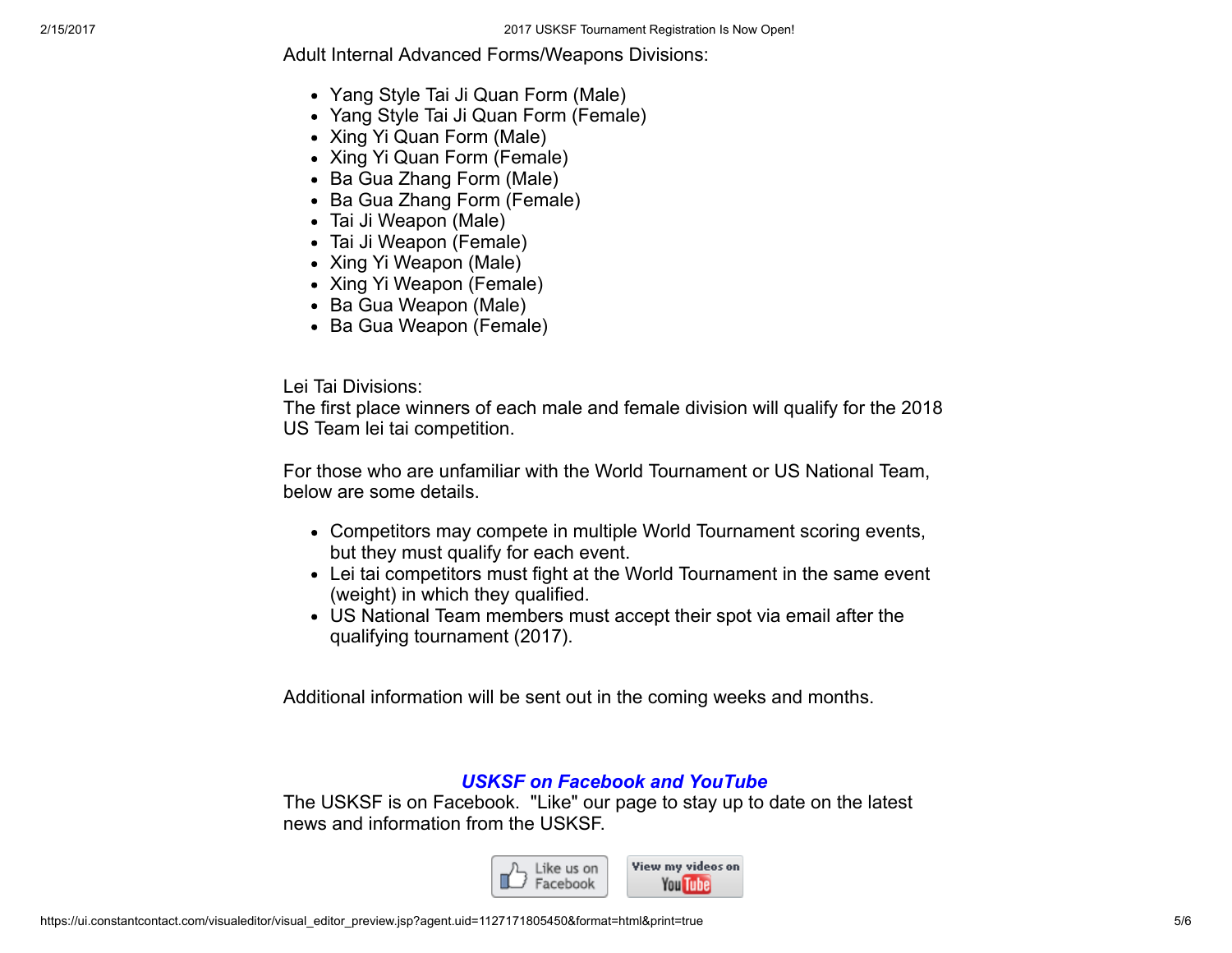Adult Internal Advanced Forms/Weapons Divisions:

- Yang Style Tai Ji Quan Form (Male)
- Yang Style Tai Ji Quan Form (Female)
- Xing Yi Quan Form (Male)
- Xing Yi Quan Form (Female)
- Ba Gua Zhang Form (Male)
- Ba Gua Zhang Form (Female)
- Tai Ji Weapon (Male)
- Tai Ji Weapon (Female)
- Xing Yi Weapon (Male)
- Xing Yi Weapon (Female)
- Ba Gua Weapon (Male)
- Ba Gua Weapon (Female)

Lei Tai Divisions:
The first place winners of each male and female division will qualify for the 2018 US Team lei tai competition.

For those who are unfamiliar with the World Tournament or US National Team, below are some details.

- Competitors may compete in multiple World Tournament scoring events, but they must qualify for each event.
- Lei tai competitors must fight at the World Tournament in the same event (weight) in which they qualified.
- US National Team members must accept their spot via email after the qualifying tournament (2017).

Additional information will be sent out in the coming weeks and months.

***USKSF on Facebook and YouTube***

The USKSF is on Facebook. "Like" our page to stay up to date on the latest news and information from the USKSF.

Like us on Facebook | View my videos on YouTube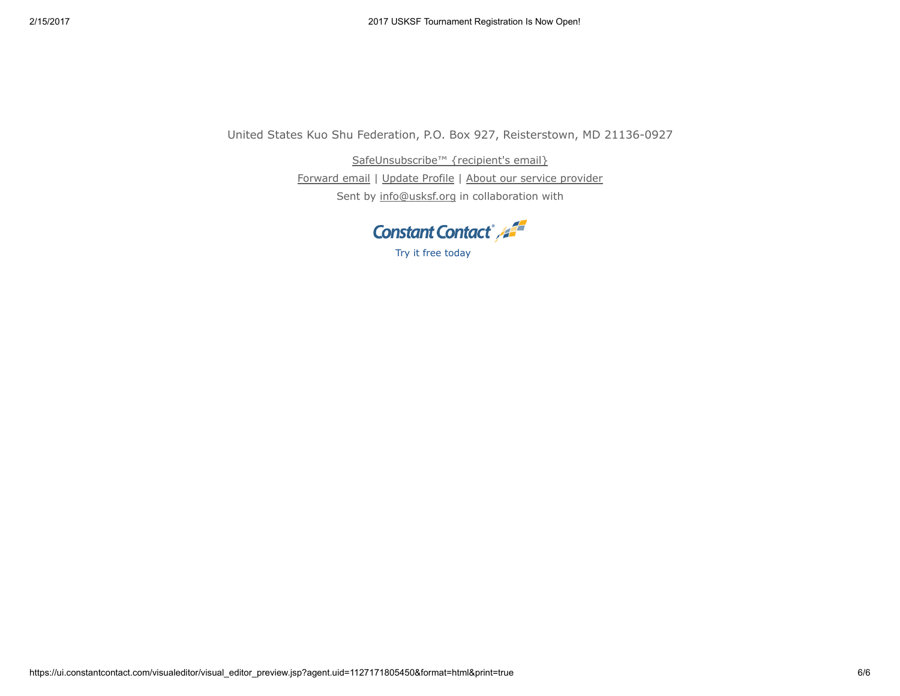United States Kuo Shu Federation, P.O. Box 927, Reisterstown, MD 21136-0927

SafeUnsubscribe™ {recipient's email}

Forward email | Update Profile | About our service provider

Sent by info@usksf.org in collaboration with

Constant Contact®

Try it free today